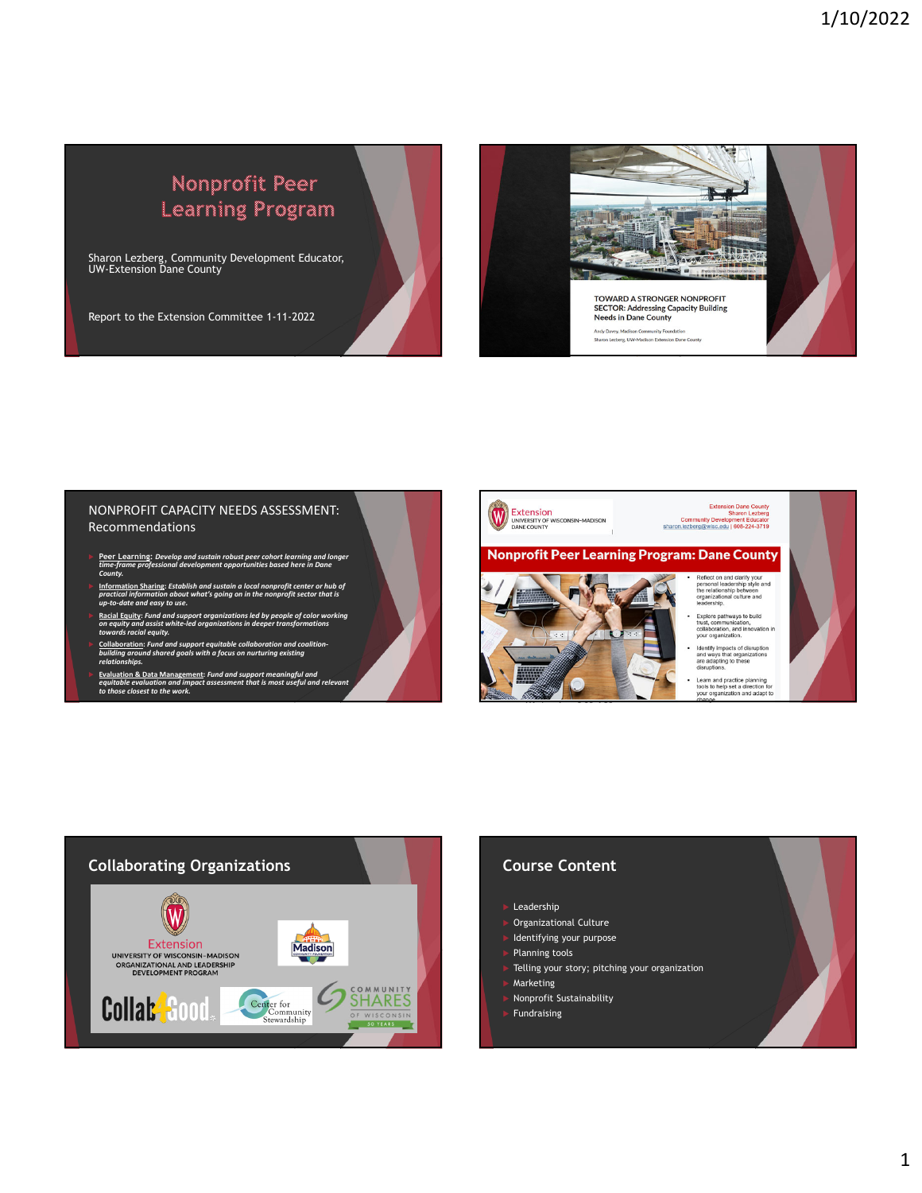# Nonprofit Peer Learning Program

Sharon Lezberg, Community Development Educator, UW-Extension Dane County

Report to the Extension Committee 1-11-2022

---

TOWARD A STRONGER NONPROFIT SECTOR: Addressing Capacity Building Needs in Dane County

Andy Davey, Madison Community Foundation

Sharon Lezberg, UW-Madison Extension Dane County

---

## NONPROFIT CAPACITY NEEDS ASSESSMENT: Recommendations

- **Peer Learning**: *Develop and sustain robust peer cohort learning and longer time-frame professional development opportunities based here in Dane County.*
- **Information Sharing**: *Establish and sustain a local nonprofit center or hub of practical information about what's going on in the nonprofit sector that is up-to-date and easy to use.*
- **Racial Equity**: *Fund and support organizations led by people of color working on equity and assist white-led organizations in deeper transformations towards racial equity.*
- **Collaboration**: *Fund and support equitable collaboration and coalition-building around shared goals with a focus on nurturing existing relationships.*
- **Evaluation & Data Management**: *Fund and support meaningful and equitable evaluation and impact assessment that is most useful and relevant to those closest to the work.*

---

Extension UNIVERSITY OF WISCONSIN–MADISON DANE COUNTY

Extension Dane County
Sharon Lezberg
Community Development Educator
sharon.lezberg@wisc.edu | 608-224-3719

## Nonprofit Peer Learning Program: Dane County

- Reflect on and clarify your personal leadership style and the relationship between organizational culture and leadership.
- Explore pathways to build trust, communication, collaboration, and innovation in your organization.
- Identify impacts of disruption and ways that organizations are adapting to these disruptions.
- Learn and practice planning tools to help set a direction for your organization and adapt to change.

---

## Collaborating Organizations

Extension UNIVERSITY OF WISCONSIN–MADISON ORGANIZATIONAL AND LEADERSHIP DEVELOPMENT PROGRAM

Madison Community Foundation

Collab4Good

Center for Community Stewardship

COMMUNITY SHARES OF WISCONSIN 50 YEARS

---

## Course Content

- Leadership
- Organizational Culture
- Identifying your purpose
- Planning tools
- Telling your story; pitching your organization
- Marketing
- Nonprofit Sustainability
- Fundraising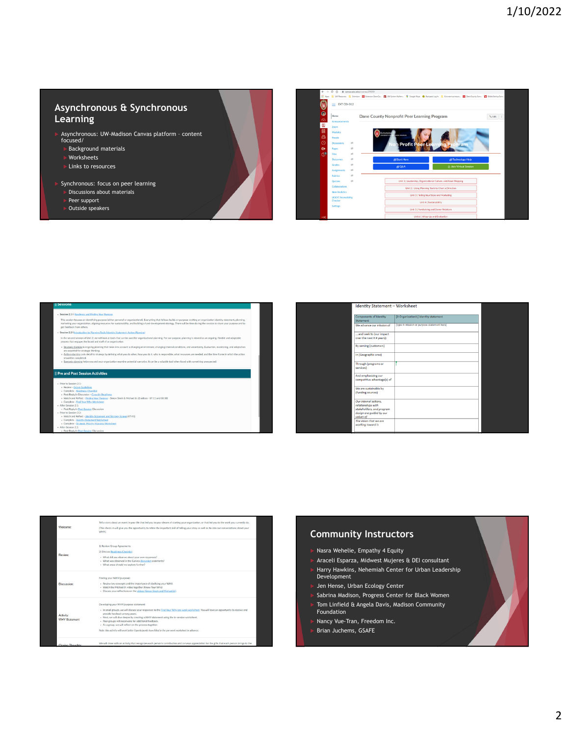## Asynchronous & Synchronous Learning

- Asynchronous: UW-Madison Canvas platform – content focused/
  - Background materials
  - Worksheets
  - Links to resources
- Synchronous: focus on peer learning
  - Discussions about materials
  - Peer support
  - Outside speakers

Dane County Nonprofit Peer Learning Program

Non Profit Peer Learning Program

- Start Here
- Technology Help
- Q&A
- Join Virtual Session

- Unit 1 | Leadership, Organizational Culture, and Asset Mapping
- Unit 2 | Using Planning Tools to Chart a Direction
- Unit 3 | Selling Your Story and Marketing
- Unit 4 | Sustainability
- Unit 5 | Fundraising and Donor Relations
- Unit 6 | Wrap-Up and Evaluation

### || Sessions

### || Pre and Post Session Activities

### Identity Statement – Worksheet

| Components of Identity Statement | [X Organization's] Identity statement |
|---|---|
| We advance our mission of | [type in mission or purpose statement here] |
| …and seek to [our impact over the next X # years]: | |
| By serving (customers) | |
| In (Geographic area) | |
| Through (programs or services) | |
| And emphasizing our competitive advantage(s) of | |
| We are sustainable by (funding sources) | |
| *Our internal actions, relationships with stakeholders, and program design are guided by our values of* | |
| *The vision that we are working toward is* | |

| | |
|---|---|
| Welcome: | Tell a story about an event in your life that led you to your dream of starting your organization, or that led you to the work you currently do. (This check-in will give you the opportunity to refine the important skill of telling your story as well as be into our conversations about your WHY.) |
| Review: | 1) Review Group Agreements 2) Discuss Readiness Checklist |
| Discussion: | Finding your WHY (purpose) |
| Activity: WHY Statement | Developing your WHY/purpose statement |
| Closing Thoughts: | We will close with an activity that recognizes each person's contribution and conveys appreciation for the gifts that each person brings to the |

## Community Instructors

- Nasra Wehelie, Empathy 4 Equity
- Araceli Esparza, Midwest Mujeres & DEI consultant
- Harry Hawkins, Nehemiah Center for Urban Leadership Development
- Jen Hense, Urban Ecology Center
- Sabrina Madison, Progress Center for Black Women
- Tom Linfield & Angela Davis, Madison Community Foundation
- Nancy Vue-Tran, Freedom Inc.
- Brian Juchems, GSAFE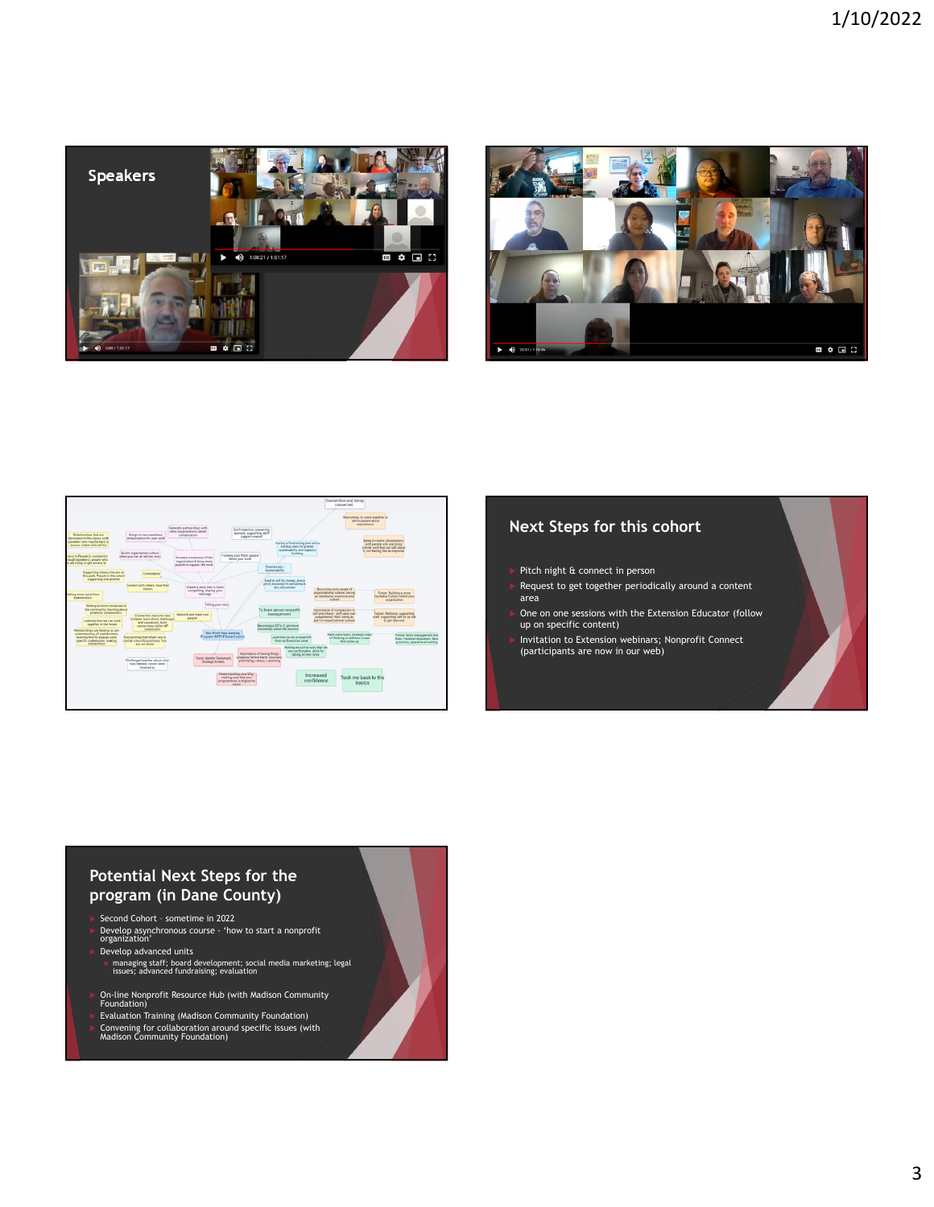## Speakers

## Next Steps for this cohort

- Pitch night & connect in person
- Request to get together periodically around a content area
- One on one sessions with the Extension Educator (follow up on specific content)
- Invitation to Extension webinars; Nonprofit Connect (participants are now in our web)

## Potential Next Steps for the program (in Dane County)

- Second Cohort – sometime in 2022
- Develop asynchronous course – 'how to start a nonprofit organization'
- Develop advanced units
  - managing staff; board development; social media marketing; legal issues; advanced fundraising; evaluation
- On-line Nonprofit Resource Hub (with Madison Community Foundation)
- Evaluation Training (Madison Community Foundation)
- Convening for collaboration around specific issues (with Madison Community Foundation)